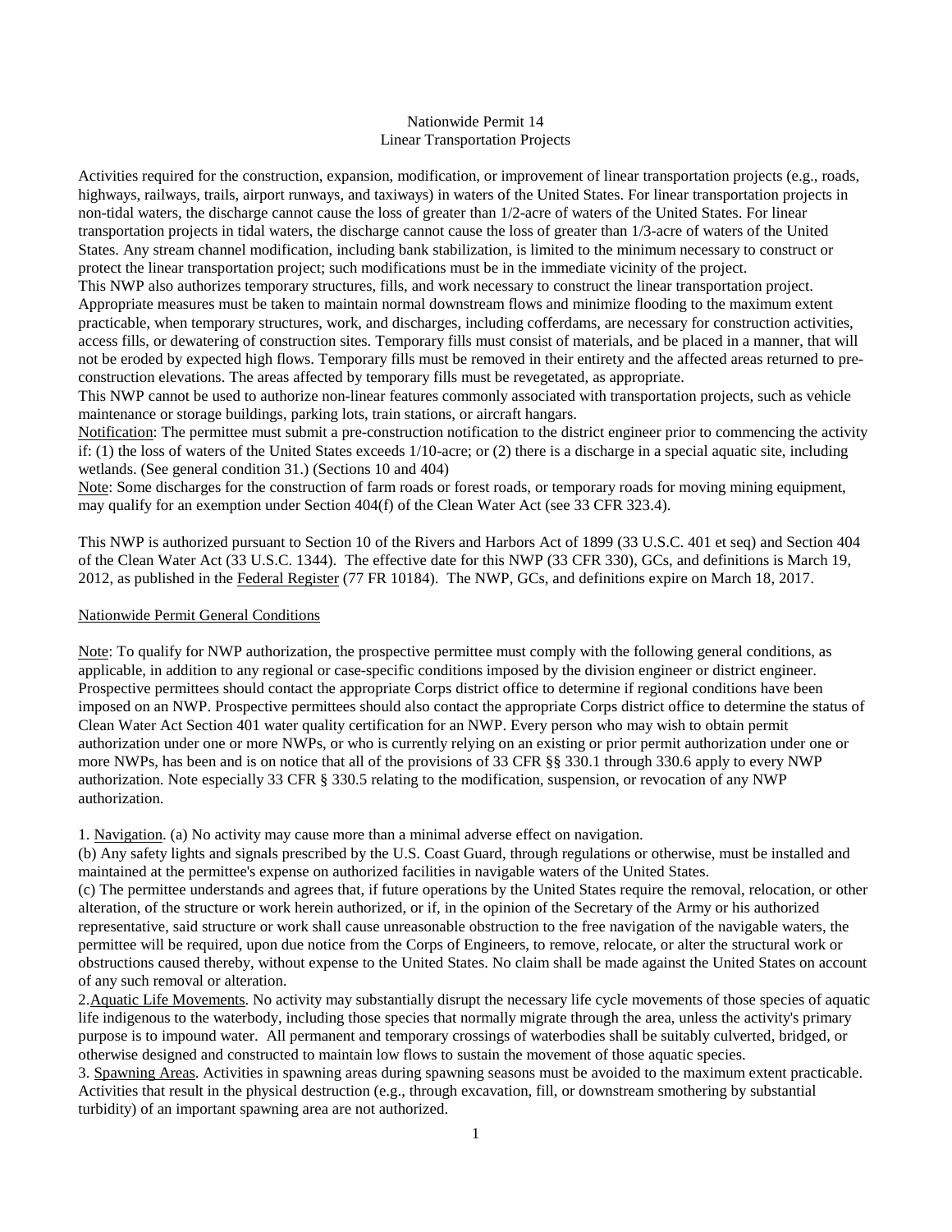# Nationwide Permit 14
## Linear Transportation Projects

Activities required for the construction, expansion, modification, or improvement of linear transportation projects (e.g., roads, highways, railways, trails, airport runways, and taxiways) in waters of the United States. For linear transportation projects in non-tidal waters, the discharge cannot cause the loss of greater than 1/2-acre of waters of the United States. For linear transportation projects in tidal waters, the discharge cannot cause the loss of greater than 1/3-acre of waters of the United States. Any stream channel modification, including bank stabilization, is limited to the minimum necessary to construct or protect the linear transportation project; such modifications must be in the immediate vicinity of the project.

This NWP also authorizes temporary structures, fills, and work necessary to construct the linear transportation project. Appropriate measures must be taken to maintain normal downstream flows and minimize flooding to the maximum extent practicable, when temporary structures, work, and discharges, including cofferdams, are necessary for construction activities, access fills, or dewatering of construction sites. Temporary fills must consist of materials, and be placed in a manner, that will not be eroded by expected high flows. Temporary fills must be removed in their entirety and the affected areas returned to pre-construction elevations. The areas affected by temporary fills must be revegetated, as appropriate.

This NWP cannot be used to authorize non-linear features commonly associated with transportation projects, such as vehicle maintenance or storage buildings, parking lots, train stations, or aircraft hangars.

Notification: The permittee must submit a pre-construction notification to the district engineer prior to commencing the activity if: (1) the loss of waters of the United States exceeds 1/10-acre; or (2) there is a discharge in a special aquatic site, including wetlands. (See general condition 31.) (Sections 10 and 404)

Note: Some discharges for the construction of farm roads or forest roads, or temporary roads for moving mining equipment, may qualify for an exemption under Section 404(f) of the Clean Water Act (see 33 CFR 323.4).

This NWP is authorized pursuant to Section 10 of the Rivers and Harbors Act of 1899 (33 U.S.C. 401 et seq) and Section 404 of the Clean Water Act (33 U.S.C. 1344). The effective date for this NWP (33 CFR 330), GCs, and definitions is March 19, 2012, as published in the Federal Register (77 FR 10184). The NWP, GCs, and definitions expire on March 18, 2017.

## Nationwide Permit General Conditions

Note: To qualify for NWP authorization, the prospective permittee must comply with the following general conditions, as applicable, in addition to any regional or case-specific conditions imposed by the division engineer or district engineer. Prospective permittees should contact the appropriate Corps district office to determine if regional conditions have been imposed on an NWP. Prospective permittees should also contact the appropriate Corps district office to determine the status of Clean Water Act Section 401 water quality certification for an NWP. Every person who may wish to obtain permit authorization under one or more NWPs, or who is currently relying on an existing or prior permit authorization under one or more NWPs, has been and is on notice that all of the provisions of 33 CFR §§ 330.1 through 330.6 apply to every NWP authorization. Note especially 33 CFR § 330.5 relating to the modification, suspension, or revocation of any NWP authorization.

1. Navigation. (a) No activity may cause more than a minimal adverse effect on navigation.

(b) Any safety lights and signals prescribed by the U.S. Coast Guard, through regulations or otherwise, must be installed and maintained at the permittee's expense on authorized facilities in navigable waters of the United States.

(c) The permittee understands and agrees that, if future operations by the United States require the removal, relocation, or other alteration, of the structure or work herein authorized, or if, in the opinion of the Secretary of the Army or his authorized representative, said structure or work shall cause unreasonable obstruction to the free navigation of the navigable waters, the permittee will be required, upon due notice from the Corps of Engineers, to remove, relocate, or alter the structural work or obstructions caused thereby, without expense to the United States. No claim shall be made against the United States on account of any such removal or alteration.

2. Aquatic Life Movements. No activity may substantially disrupt the necessary life cycle movements of those species of aquatic life indigenous to the waterbody, including those species that normally migrate through the area, unless the activity's primary purpose is to impound water. All permanent and temporary crossings of waterbodies shall be suitably culverted, bridged, or otherwise designed and constructed to maintain low flows to sustain the movement of those aquatic species.

3. Spawning Areas. Activities in spawning areas during spawning seasons must be avoided to the maximum extent practicable. Activities that result in the physical destruction (e.g., through excavation, fill, or downstream smothering by substantial turbidity) of an important spawning area are not authorized.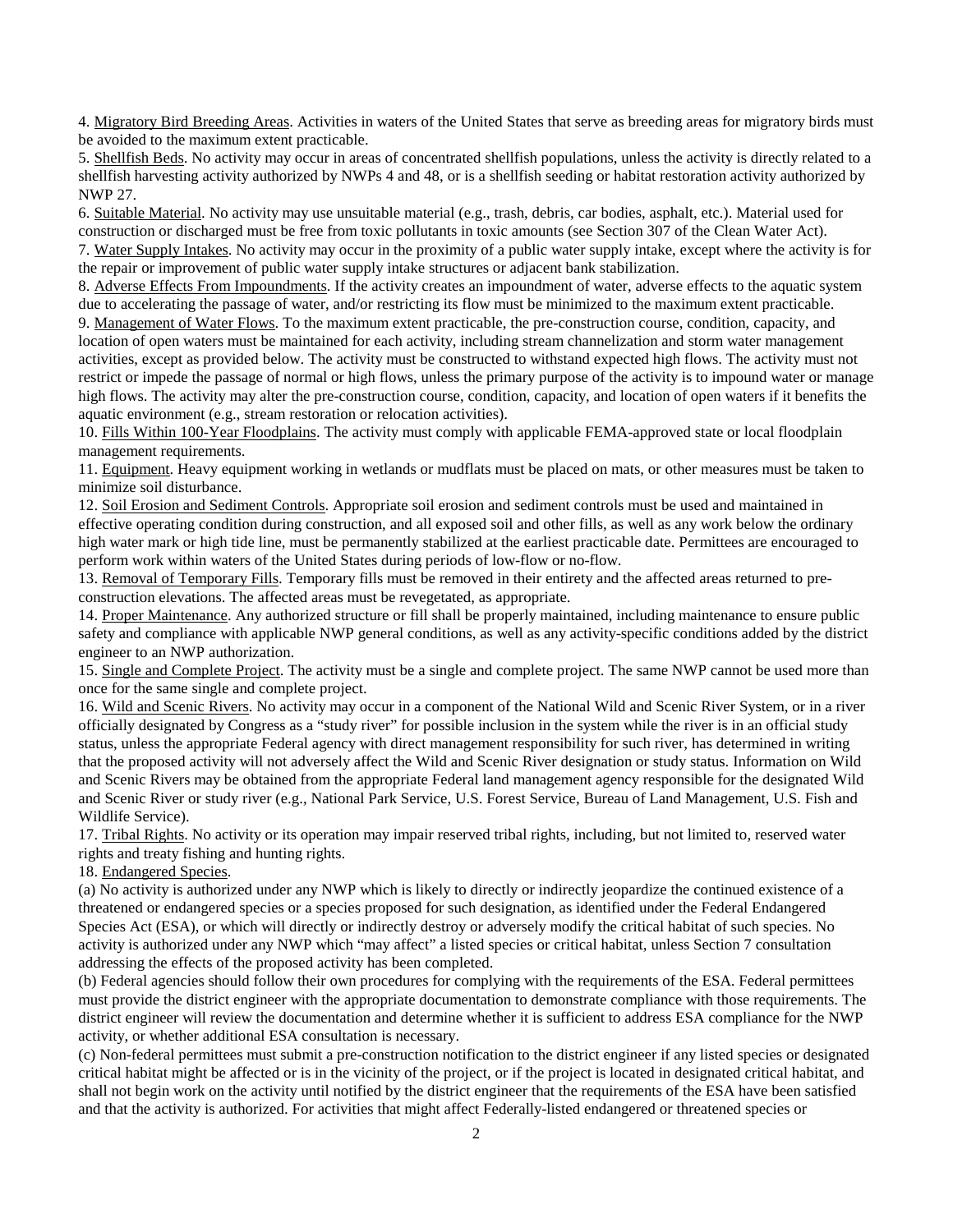4. Migratory Bird Breeding Areas. Activities in waters of the United States that serve as breeding areas for migratory birds must be avoided to the maximum extent practicable.

5. Shellfish Beds. No activity may occur in areas of concentrated shellfish populations, unless the activity is directly related to a shellfish harvesting activity authorized by NWPs 4 and 48, or is a shellfish seeding or habitat restoration activity authorized by NWP 27.

6. Suitable Material. No activity may use unsuitable material (e.g., trash, debris, car bodies, asphalt, etc.). Material used for construction or discharged must be free from toxic pollutants in toxic amounts (see Section 307 of the Clean Water Act).

7. Water Supply Intakes. No activity may occur in the proximity of a public water supply intake, except where the activity is for the repair or improvement of public water supply intake structures or adjacent bank stabilization.

8. Adverse Effects From Impoundments. If the activity creates an impoundment of water, adverse effects to the aquatic system due to accelerating the passage of water, and/or restricting its flow must be minimized to the maximum extent practicable.

9. Management of Water Flows. To the maximum extent practicable, the pre-construction course, condition, capacity, and location of open waters must be maintained for each activity, including stream channelization and storm water management activities, except as provided below. The activity must be constructed to withstand expected high flows. The activity must not restrict or impede the passage of normal or high flows, unless the primary purpose of the activity is to impound water or manage high flows. The activity may alter the pre-construction course, condition, capacity, and location of open waters if it benefits the aquatic environment (e.g., stream restoration or relocation activities).

10. Fills Within 100-Year Floodplains. The activity must comply with applicable FEMA-approved state or local floodplain management requirements.

11. Equipment. Heavy equipment working in wetlands or mudflats must be placed on mats, or other measures must be taken to minimize soil disturbance.

12. Soil Erosion and Sediment Controls. Appropriate soil erosion and sediment controls must be used and maintained in effective operating condition during construction, and all exposed soil and other fills, as well as any work below the ordinary high water mark or high tide line, must be permanently stabilized at the earliest practicable date. Permittees are encouraged to perform work within waters of the United States during periods of low-flow or no-flow.

13. Removal of Temporary Fills. Temporary fills must be removed in their entirety and the affected areas returned to pre-construction elevations. The affected areas must be revegetated, as appropriate.

14. Proper Maintenance. Any authorized structure or fill shall be properly maintained, including maintenance to ensure public safety and compliance with applicable NWP general conditions, as well as any activity-specific conditions added by the district engineer to an NWP authorization.

15. Single and Complete Project. The activity must be a single and complete project. The same NWP cannot be used more than once for the same single and complete project.

16. Wild and Scenic Rivers. No activity may occur in a component of the National Wild and Scenic River System, or in a river officially designated by Congress as a "study river" for possible inclusion in the system while the river is in an official study status, unless the appropriate Federal agency with direct management responsibility for such river, has determined in writing that the proposed activity will not adversely affect the Wild and Scenic River designation or study status. Information on Wild and Scenic Rivers may be obtained from the appropriate Federal land management agency responsible for the designated Wild and Scenic River or study river (e.g., National Park Service, U.S. Forest Service, Bureau of Land Management, U.S. Fish and Wildlife Service).

17. Tribal Rights. No activity or its operation may impair reserved tribal rights, including, but not limited to, reserved water rights and treaty fishing and hunting rights.

18. Endangered Species.

(a) No activity is authorized under any NWP which is likely to directly or indirectly jeopardize the continued existence of a threatened or endangered species or a species proposed for such designation, as identified under the Federal Endangered Species Act (ESA), or which will directly or indirectly destroy or adversely modify the critical habitat of such species. No activity is authorized under any NWP which "may affect" a listed species or critical habitat, unless Section 7 consultation addressing the effects of the proposed activity has been completed.

(b) Federal agencies should follow their own procedures for complying with the requirements of the ESA. Federal permittees must provide the district engineer with the appropriate documentation to demonstrate compliance with those requirements. The district engineer will review the documentation and determine whether it is sufficient to address ESA compliance for the NWP activity, or whether additional ESA consultation is necessary.

(c) Non-federal permittees must submit a pre-construction notification to the district engineer if any listed species or designated critical habitat might be affected or is in the vicinity of the project, or if the project is located in designated critical habitat, and shall not begin work on the activity until notified by the district engineer that the requirements of the ESA have been satisfied and that the activity is authorized. For activities that might affect Federally-listed endangered or threatened species or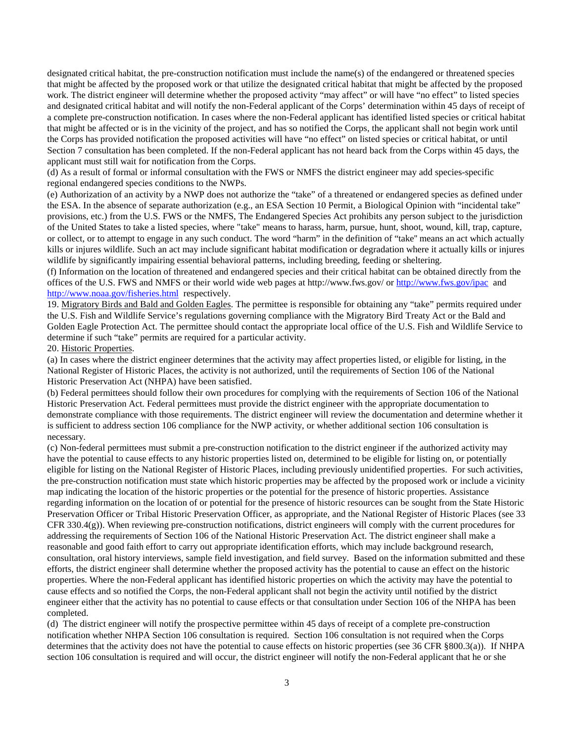designated critical habitat, the pre-construction notification must include the name(s) of the endangered or threatened species that might be affected by the proposed work or that utilize the designated critical habitat that might be affected by the proposed work. The district engineer will determine whether the proposed activity "may affect" or will have "no effect" to listed species and designated critical habitat and will notify the non-Federal applicant of the Corps' determination within 45 days of receipt of a complete pre-construction notification. In cases where the non-Federal applicant has identified listed species or critical habitat that might be affected or is in the vicinity of the project, and has so notified the Corps, the applicant shall not begin work until the Corps has provided notification the proposed activities will have "no effect" on listed species or critical habitat, or until Section 7 consultation has been completed. If the non-Federal applicant has not heard back from the Corps within 45 days, the applicant must still wait for notification from the Corps.

(d) As a result of formal or informal consultation with the FWS or NMFS the district engineer may add species-specific regional endangered species conditions to the NWPs.

(e) Authorization of an activity by a NWP does not authorize the "take" of a threatened or endangered species as defined under the ESA. In the absence of separate authorization (e.g., an ESA Section 10 Permit, a Biological Opinion with "incidental take" provisions, etc.) from the U.S. FWS or the NMFS, The Endangered Species Act prohibits any person subject to the jurisdiction of the United States to take a listed species, where "take" means to harass, harm, pursue, hunt, shoot, wound, kill, trap, capture, or collect, or to attempt to engage in any such conduct. The word "harm" in the definition of "take" means an act which actually kills or injures wildlife. Such an act may include significant habitat modification or degradation where it actually kills or injures wildlife by significantly impairing essential behavioral patterns, including breeding, feeding or sheltering.

(f) Information on the location of threatened and endangered species and their critical habitat can be obtained directly from the offices of the U.S. FWS and NMFS or their world wide web pages at http://www.fws.gov/ or http://www.fws.gov/ipac and http://www.noaa.gov/fisheries.html respectively.

19. Migratory Birds and Bald and Golden Eagles. The permittee is responsible for obtaining any "take" permits required under the U.S. Fish and Wildlife Service's regulations governing compliance with the Migratory Bird Treaty Act or the Bald and Golden Eagle Protection Act. The permittee should contact the appropriate local office of the U.S. Fish and Wildlife Service to determine if such "take" permits are required for a particular activity.

20. Historic Properties.

(a) In cases where the district engineer determines that the activity may affect properties listed, or eligible for listing, in the National Register of Historic Places, the activity is not authorized, until the requirements of Section 106 of the National Historic Preservation Act (NHPA) have been satisfied.

(b) Federal permittees should follow their own procedures for complying with the requirements of Section 106 of the National Historic Preservation Act. Federal permittees must provide the district engineer with the appropriate documentation to demonstrate compliance with those requirements. The district engineer will review the documentation and determine whether it is sufficient to address section 106 compliance for the NWP activity, or whether additional section 106 consultation is necessary.

(c) Non-federal permittees must submit a pre-construction notification to the district engineer if the authorized activity may have the potential to cause effects to any historic properties listed on, determined to be eligible for listing on, or potentially eligible for listing on the National Register of Historic Places, including previously unidentified properties. For such activities, the pre-construction notification must state which historic properties may be affected by the proposed work or include a vicinity map indicating the location of the historic properties or the potential for the presence of historic properties. Assistance regarding information on the location of or potential for the presence of historic resources can be sought from the State Historic Preservation Officer or Tribal Historic Preservation Officer, as appropriate, and the National Register of Historic Places (see 33 CFR 330.4(g)). When reviewing pre-construction notifications, district engineers will comply with the current procedures for addressing the requirements of Section 106 of the National Historic Preservation Act. The district engineer shall make a reasonable and good faith effort to carry out appropriate identification efforts, which may include background research, consultation, oral history interviews, sample field investigation, and field survey. Based on the information submitted and these efforts, the district engineer shall determine whether the proposed activity has the potential to cause an effect on the historic properties. Where the non-Federal applicant has identified historic properties on which the activity may have the potential to cause effects and so notified the Corps, the non-Federal applicant shall not begin the activity until notified by the district engineer either that the activity has no potential to cause effects or that consultation under Section 106 of the NHPA has been completed.

(d) The district engineer will notify the prospective permittee within 45 days of receipt of a complete pre-construction notification whether NHPA Section 106 consultation is required. Section 106 consultation is not required when the Corps determines that the activity does not have the potential to cause effects on historic properties (see 36 CFR §800.3(a)). If NHPA section 106 consultation is required and will occur, the district engineer will notify the non-Federal applicant that he or she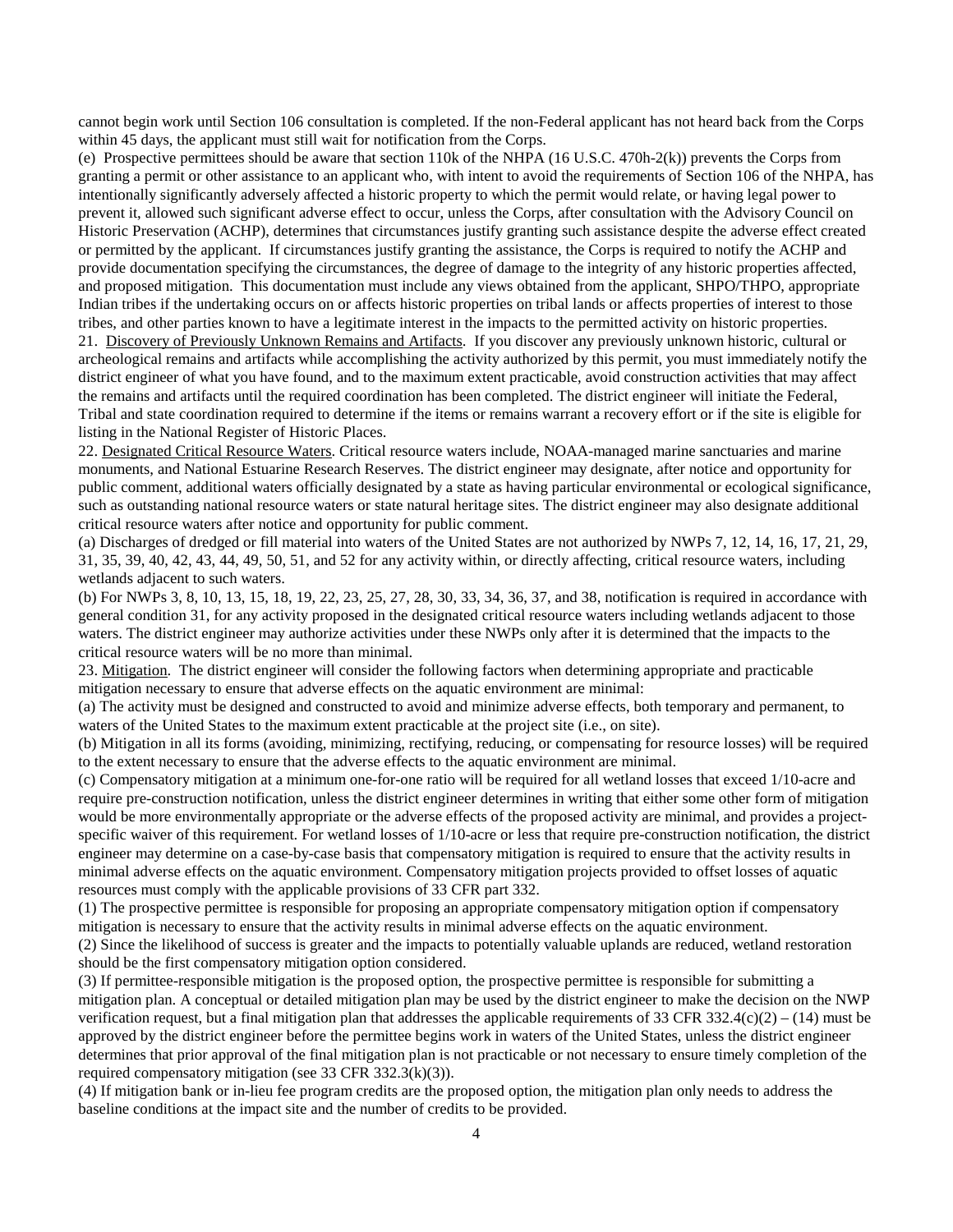cannot begin work until Section 106 consultation is completed. If the non-Federal applicant has not heard back from the Corps within 45 days, the applicant must still wait for notification from the Corps.

(e) Prospective permittees should be aware that section 110k of the NHPA (16 U.S.C. 470h-2(k)) prevents the Corps from granting a permit or other assistance to an applicant who, with intent to avoid the requirements of Section 106 of the NHPA, has intentionally significantly adversely affected a historic property to which the permit would relate, or having legal power to prevent it, allowed such significant adverse effect to occur, unless the Corps, after consultation with the Advisory Council on Historic Preservation (ACHP), determines that circumstances justify granting such assistance despite the adverse effect created or permitted by the applicant. If circumstances justify granting the assistance, the Corps is required to notify the ACHP and provide documentation specifying the circumstances, the degree of damage to the integrity of any historic properties affected, and proposed mitigation. This documentation must include any views obtained from the applicant, SHPO/THPO, appropriate Indian tribes if the undertaking occurs on or affects historic properties on tribal lands or affects properties of interest to those tribes, and other parties known to have a legitimate interest in the impacts to the permitted activity on historic properties.

21. Discovery of Previously Unknown Remains and Artifacts. If you discover any previously unknown historic, cultural or archeological remains and artifacts while accomplishing the activity authorized by this permit, you must immediately notify the district engineer of what you have found, and to the maximum extent practicable, avoid construction activities that may affect the remains and artifacts until the required coordination has been completed. The district engineer will initiate the Federal, Tribal and state coordination required to determine if the items or remains warrant a recovery effort or if the site is eligible for listing in the National Register of Historic Places.

22. Designated Critical Resource Waters. Critical resource waters include, NOAA-managed marine sanctuaries and marine monuments, and National Estuarine Research Reserves. The district engineer may designate, after notice and opportunity for public comment, additional waters officially designated by a state as having particular environmental or ecological significance, such as outstanding national resource waters or state natural heritage sites. The district engineer may also designate additional critical resource waters after notice and opportunity for public comment.

(a) Discharges of dredged or fill material into waters of the United States are not authorized by NWPs 7, 12, 14, 16, 17, 21, 29, 31, 35, 39, 40, 42, 43, 44, 49, 50, 51, and 52 for any activity within, or directly affecting, critical resource waters, including wetlands adjacent to such waters.

(b) For NWPs 3, 8, 10, 13, 15, 18, 19, 22, 23, 25, 27, 28, 30, 33, 34, 36, 37, and 38, notification is required in accordance with general condition 31, for any activity proposed in the designated critical resource waters including wetlands adjacent to those waters. The district engineer may authorize activities under these NWPs only after it is determined that the impacts to the critical resource waters will be no more than minimal.

23. Mitigation. The district engineer will consider the following factors when determining appropriate and practicable mitigation necessary to ensure that adverse effects on the aquatic environment are minimal:

(a) The activity must be designed and constructed to avoid and minimize adverse effects, both temporary and permanent, to waters of the United States to the maximum extent practicable at the project site (i.e., on site).

(b) Mitigation in all its forms (avoiding, minimizing, rectifying, reducing, or compensating for resource losses) will be required to the extent necessary to ensure that the adverse effects to the aquatic environment are minimal.

(c) Compensatory mitigation at a minimum one-for-one ratio will be required for all wetland losses that exceed 1/10-acre and require pre-construction notification, unless the district engineer determines in writing that either some other form of mitigation would be more environmentally appropriate or the adverse effects of the proposed activity are minimal, and provides a project-specific waiver of this requirement. For wetland losses of 1/10-acre or less that require pre-construction notification, the district engineer may determine on a case-by-case basis that compensatory mitigation is required to ensure that the activity results in minimal adverse effects on the aquatic environment. Compensatory mitigation projects provided to offset losses of aquatic resources must comply with the applicable provisions of 33 CFR part 332.

(1) The prospective permittee is responsible for proposing an appropriate compensatory mitigation option if compensatory mitigation is necessary to ensure that the activity results in minimal adverse effects on the aquatic environment.

(2) Since the likelihood of success is greater and the impacts to potentially valuable uplands are reduced, wetland restoration should be the first compensatory mitigation option considered.

(3) If permittee-responsible mitigation is the proposed option, the prospective permittee is responsible for submitting a mitigation plan. A conceptual or detailed mitigation plan may be used by the district engineer to make the decision on the NWP verification request, but a final mitigation plan that addresses the applicable requirements of 33 CFR 332.4(c)(2) – (14) must be approved by the district engineer before the permittee begins work in waters of the United States, unless the district engineer determines that prior approval of the final mitigation plan is not practicable or not necessary to ensure timely completion of the required compensatory mitigation (see 33 CFR 332.3(k)(3)).

(4) If mitigation bank or in-lieu fee program credits are the proposed option, the mitigation plan only needs to address the baseline conditions at the impact site and the number of credits to be provided.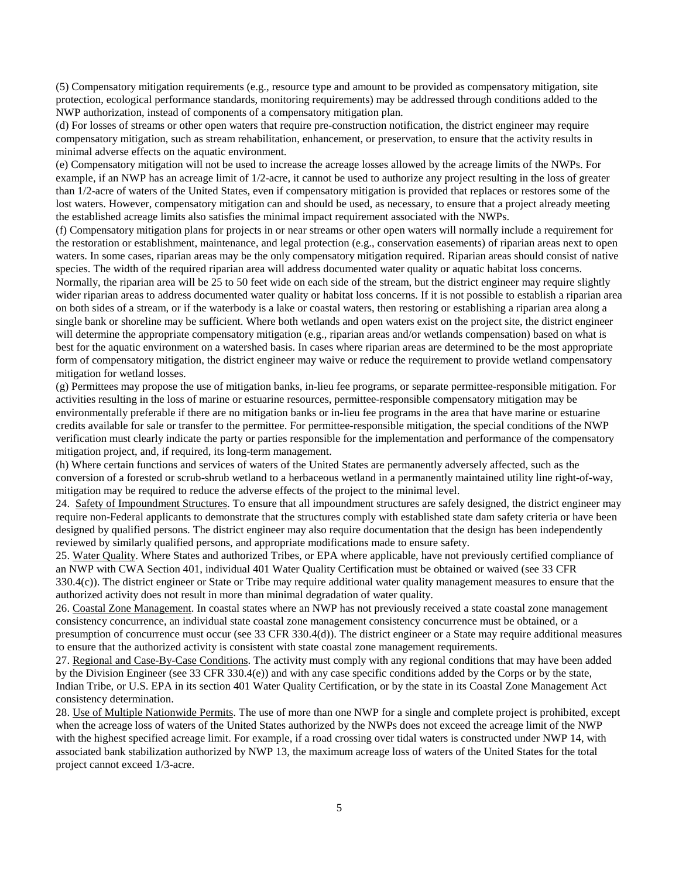(5) Compensatory mitigation requirements (e.g., resource type and amount to be provided as compensatory mitigation, site protection, ecological performance standards, monitoring requirements) may be addressed through conditions added to the NWP authorization, instead of components of a compensatory mitigation plan.

(d) For losses of streams or other open waters that require pre-construction notification, the district engineer may require compensatory mitigation, such as stream rehabilitation, enhancement, or preservation, to ensure that the activity results in minimal adverse effects on the aquatic environment.

(e) Compensatory mitigation will not be used to increase the acreage losses allowed by the acreage limits of the NWPs. For example, if an NWP has an acreage limit of 1/2-acre, it cannot be used to authorize any project resulting in the loss of greater than 1/2-acre of waters of the United States, even if compensatory mitigation is provided that replaces or restores some of the lost waters. However, compensatory mitigation can and should be used, as necessary, to ensure that a project already meeting the established acreage limits also satisfies the minimal impact requirement associated with the NWPs.

(f) Compensatory mitigation plans for projects in or near streams or other open waters will normally include a requirement for the restoration or establishment, maintenance, and legal protection (e.g., conservation easements) of riparian areas next to open waters. In some cases, riparian areas may be the only compensatory mitigation required. Riparian areas should consist of native species. The width of the required riparian area will address documented water quality or aquatic habitat loss concerns. Normally, the riparian area will be 25 to 50 feet wide on each side of the stream, but the district engineer may require slightly wider riparian areas to address documented water quality or habitat loss concerns. If it is not possible to establish a riparian area on both sides of a stream, or if the waterbody is a lake or coastal waters, then restoring or establishing a riparian area along a single bank or shoreline may be sufficient. Where both wetlands and open waters exist on the project site, the district engineer will determine the appropriate compensatory mitigation (e.g., riparian areas and/or wetlands compensation) based on what is best for the aquatic environment on a watershed basis. In cases where riparian areas are determined to be the most appropriate form of compensatory mitigation, the district engineer may waive or reduce the requirement to provide wetland compensatory mitigation for wetland losses.

(g) Permittees may propose the use of mitigation banks, in-lieu fee programs, or separate permittee-responsible mitigation. For activities resulting in the loss of marine or estuarine resources, permittee-responsible compensatory mitigation may be environmentally preferable if there are no mitigation banks or in-lieu fee programs in the area that have marine or estuarine credits available for sale or transfer to the permittee. For permittee-responsible mitigation, the special conditions of the NWP verification must clearly indicate the party or parties responsible for the implementation and performance of the compensatory mitigation project, and, if required, its long-term management.

(h) Where certain functions and services of waters of the United States are permanently adversely affected, such as the conversion of a forested or scrub-shrub wetland to a herbaceous wetland in a permanently maintained utility line right-of-way, mitigation may be required to reduce the adverse effects of the project to the minimal level.

24. Safety of Impoundment Structures. To ensure that all impoundment structures are safely designed, the district engineer may require non-Federal applicants to demonstrate that the structures comply with established state dam safety criteria or have been designed by qualified persons. The district engineer may also require documentation that the design has been independently reviewed by similarly qualified persons, and appropriate modifications made to ensure safety.

25. Water Quality. Where States and authorized Tribes, or EPA where applicable, have not previously certified compliance of an NWP with CWA Section 401, individual 401 Water Quality Certification must be obtained or waived (see 33 CFR 330.4(c)). The district engineer or State or Tribe may require additional water quality management measures to ensure that the authorized activity does not result in more than minimal degradation of water quality.

26. Coastal Zone Management. In coastal states where an NWP has not previously received a state coastal zone management consistency concurrence, an individual state coastal zone management consistency concurrence must be obtained, or a presumption of concurrence must occur (see 33 CFR 330.4(d)). The district engineer or a State may require additional measures to ensure that the authorized activity is consistent with state coastal zone management requirements.

27. Regional and Case-By-Case Conditions. The activity must comply with any regional conditions that may have been added by the Division Engineer (see 33 CFR 330.4(e)) and with any case specific conditions added by the Corps or by the state, Indian Tribe, or U.S. EPA in its section 401 Water Quality Certification, or by the state in its Coastal Zone Management Act consistency determination.

28. Use of Multiple Nationwide Permits. The use of more than one NWP for a single and complete project is prohibited, except when the acreage loss of waters of the United States authorized by the NWPs does not exceed the acreage limit of the NWP with the highest specified acreage limit. For example, if a road crossing over tidal waters is constructed under NWP 14, with associated bank stabilization authorized by NWP 13, the maximum acreage loss of waters of the United States for the total project cannot exceed 1/3-acre.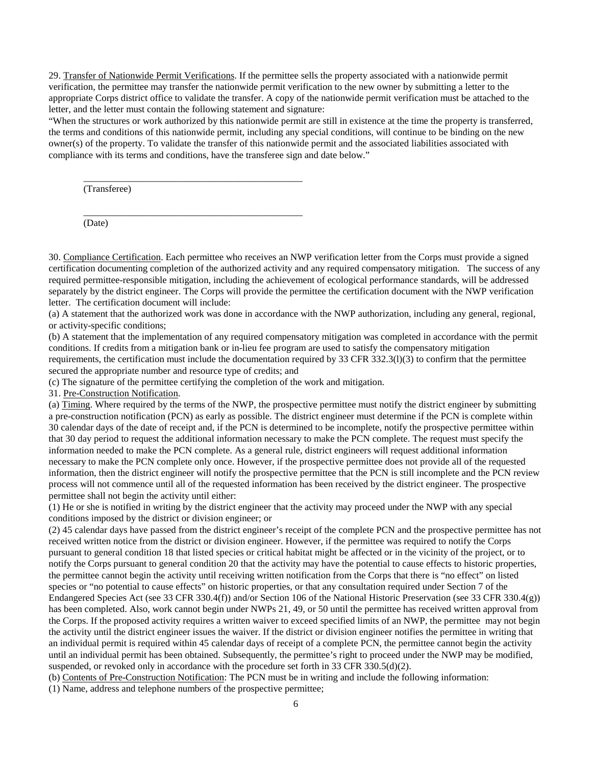29. Transfer of Nationwide Permit Verifications. If the permittee sells the property associated with a nationwide permit verification, the permittee may transfer the nationwide permit verification to the new owner by submitting a letter to the appropriate Corps district office to validate the transfer. A copy of the nationwide permit verification must be attached to the letter, and the letter must contain the following statement and signature:

"When the structures or work authorized by this nationwide permit are still in existence at the time the property is transferred, the terms and conditions of this nationwide permit, including any special conditions, will continue to be binding on the new owner(s) of the property. To validate the transfer of this nationwide permit and the associated liabilities associated with compliance with its terms and conditions, have the transferee sign and date below."

_______________________________________________
(Transferee)

_______________________________________________
(Date)

30. Compliance Certification. Each permittee who receives an NWP verification letter from the Corps must provide a signed certification documenting completion of the authorized activity and any required compensatory mitigation. The success of any required permittee-responsible mitigation, including the achievement of ecological performance standards, will be addressed separately by the district engineer. The Corps will provide the permittee the certification document with the NWP verification letter. The certification document will include:

(a) A statement that the authorized work was done in accordance with the NWP authorization, including any general, regional, or activity-specific conditions;

(b) A statement that the implementation of any required compensatory mitigation was completed in accordance with the permit conditions. If credits from a mitigation bank or in-lieu fee program are used to satisfy the compensatory mitigation requirements, the certification must include the documentation required by 33 CFR 332.3(l)(3) to confirm that the permittee secured the appropriate number and resource type of credits; and

(c) The signature of the permittee certifying the completion of the work and mitigation.

31. Pre-Construction Notification.

(a) Timing. Where required by the terms of the NWP, the prospective permittee must notify the district engineer by submitting a pre-construction notification (PCN) as early as possible. The district engineer must determine if the PCN is complete within 30 calendar days of the date of receipt and, if the PCN is determined to be incomplete, notify the prospective permittee within that 30 day period to request the additional information necessary to make the PCN complete. The request must specify the information needed to make the PCN complete. As a general rule, district engineers will request additional information necessary to make the PCN complete only once. However, if the prospective permittee does not provide all of the requested information, then the district engineer will notify the prospective permittee that the PCN is still incomplete and the PCN review process will not commence until all of the requested information has been received by the district engineer. The prospective permittee shall not begin the activity until either:

(1) He or she is notified in writing by the district engineer that the activity may proceed under the NWP with any special conditions imposed by the district or division engineer; or

(2) 45 calendar days have passed from the district engineer's receipt of the complete PCN and the prospective permittee has not received written notice from the district or division engineer. However, if the permittee was required to notify the Corps pursuant to general condition 18 that listed species or critical habitat might be affected or in the vicinity of the project, or to notify the Corps pursuant to general condition 20 that the activity may have the potential to cause effects to historic properties, the permittee cannot begin the activity until receiving written notification from the Corps that there is "no effect" on listed species or "no potential to cause effects" on historic properties, or that any consultation required under Section 7 of the Endangered Species Act (see 33 CFR 330.4(f)) and/or Section 106 of the National Historic Preservation (see 33 CFR 330.4(g)) has been completed. Also, work cannot begin under NWPs 21, 49, or 50 until the permittee has received written approval from the Corps. If the proposed activity requires a written waiver to exceed specified limits of an NWP, the permittee may not begin the activity until the district engineer issues the waiver. If the district or division engineer notifies the permittee in writing that an individual permit is required within 45 calendar days of receipt of a complete PCN, the permittee cannot begin the activity until an individual permit has been obtained. Subsequently, the permittee's right to proceed under the NWP may be modified, suspended, or revoked only in accordance with the procedure set forth in 33 CFR 330.5(d)(2).

(b) Contents of Pre-Construction Notification: The PCN must be in writing and include the following information:

(1) Name, address and telephone numbers of the prospective permittee;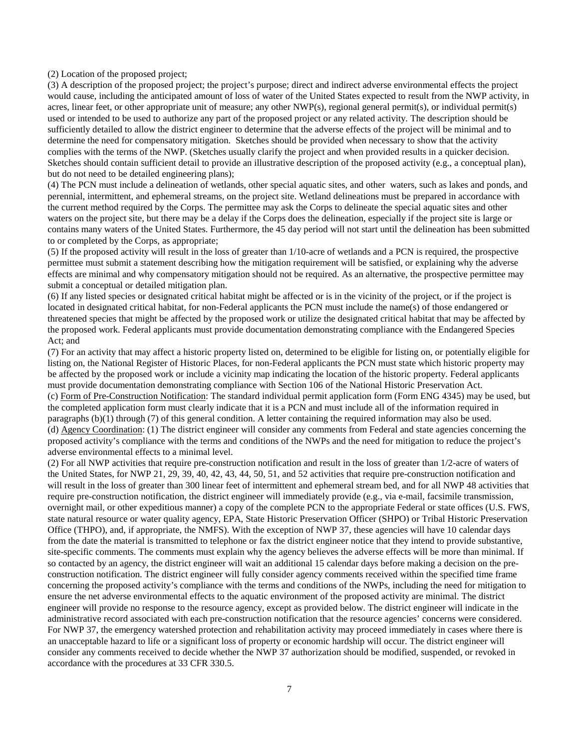(2) Location of the proposed project;

(3) A description of the proposed project; the project's purpose; direct and indirect adverse environmental effects the project would cause, including the anticipated amount of loss of water of the United States expected to result from the NWP activity, in acres, linear feet, or other appropriate unit of measure; any other NWP(s), regional general permit(s), or individual permit(s) used or intended to be used to authorize any part of the proposed project or any related activity. The description should be sufficiently detailed to allow the district engineer to determine that the adverse effects of the project will be minimal and to determine the need for compensatory mitigation. Sketches should be provided when necessary to show that the activity complies with the terms of the NWP. (Sketches usually clarify the project and when provided results in a quicker decision. Sketches should contain sufficient detail to provide an illustrative description of the proposed activity (e.g., a conceptual plan), but do not need to be detailed engineering plans);

(4) The PCN must include a delineation of wetlands, other special aquatic sites, and other waters, such as lakes and ponds, and perennial, intermittent, and ephemeral streams, on the project site. Wetland delineations must be prepared in accordance with the current method required by the Corps. The permittee may ask the Corps to delineate the special aquatic sites and other waters on the project site, but there may be a delay if the Corps does the delineation, especially if the project site is large or contains many waters of the United States. Furthermore, the 45 day period will not start until the delineation has been submitted to or completed by the Corps, as appropriate;

(5) If the proposed activity will result in the loss of greater than 1/10-acre of wetlands and a PCN is required, the prospective permittee must submit a statement describing how the mitigation requirement will be satisfied, or explaining why the adverse effects are minimal and why compensatory mitigation should not be required. As an alternative, the prospective permittee may submit a conceptual or detailed mitigation plan.

(6) If any listed species or designated critical habitat might be affected or is in the vicinity of the project, or if the project is located in designated critical habitat, for non-Federal applicants the PCN must include the name(s) of those endangered or threatened species that might be affected by the proposed work or utilize the designated critical habitat that may be affected by the proposed work. Federal applicants must provide documentation demonstrating compliance with the Endangered Species Act; and

(7) For an activity that may affect a historic property listed on, determined to be eligible for listing on, or potentially eligible for listing on, the National Register of Historic Places, for non-Federal applicants the PCN must state which historic property may be affected by the proposed work or include a vicinity map indicating the location of the historic property. Federal applicants must provide documentation demonstrating compliance with Section 106 of the National Historic Preservation Act.

(c) Form of Pre-Construction Notification: The standard individual permit application form (Form ENG 4345) may be used, but the completed application form must clearly indicate that it is a PCN and must include all of the information required in paragraphs (b)(1) through (7) of this general condition. A letter containing the required information may also be used.

(d) Agency Coordination: (1) The district engineer will consider any comments from Federal and state agencies concerning the proposed activity's compliance with the terms and conditions of the NWPs and the need for mitigation to reduce the project's adverse environmental effects to a minimal level.

(2) For all NWP activities that require pre-construction notification and result in the loss of greater than 1/2-acre of waters of the United States, for NWP 21, 29, 39, 40, 42, 43, 44, 50, 51, and 52 activities that require pre-construction notification and will result in the loss of greater than 300 linear feet of intermittent and ephemeral stream bed, and for all NWP 48 activities that require pre-construction notification, the district engineer will immediately provide (e.g., via e-mail, facsimile transmission, overnight mail, or other expeditious manner) a copy of the complete PCN to the appropriate Federal or state offices (U.S. FWS, state natural resource or water quality agency, EPA, State Historic Preservation Officer (SHPO) or Tribal Historic Preservation Office (THPO), and, if appropriate, the NMFS). With the exception of NWP 37, these agencies will have 10 calendar days from the date the material is transmitted to telephone or fax the district engineer notice that they intend to provide substantive, site-specific comments. The comments must explain why the agency believes the adverse effects will be more than minimal. If so contacted by an agency, the district engineer will wait an additional 15 calendar days before making a decision on the pre-construction notification. The district engineer will fully consider agency comments received within the specified time frame concerning the proposed activity's compliance with the terms and conditions of the NWPs, including the need for mitigation to ensure the net adverse environmental effects to the aquatic environment of the proposed activity are minimal. The district engineer will provide no response to the resource agency, except as provided below. The district engineer will indicate in the administrative record associated with each pre-construction notification that the resource agencies' concerns were considered. For NWP 37, the emergency watershed protection and rehabilitation activity may proceed immediately in cases where there is an unacceptable hazard to life or a significant loss of property or economic hardship will occur. The district engineer will consider any comments received to decide whether the NWP 37 authorization should be modified, suspended, or revoked in accordance with the procedures at 33 CFR 330.5.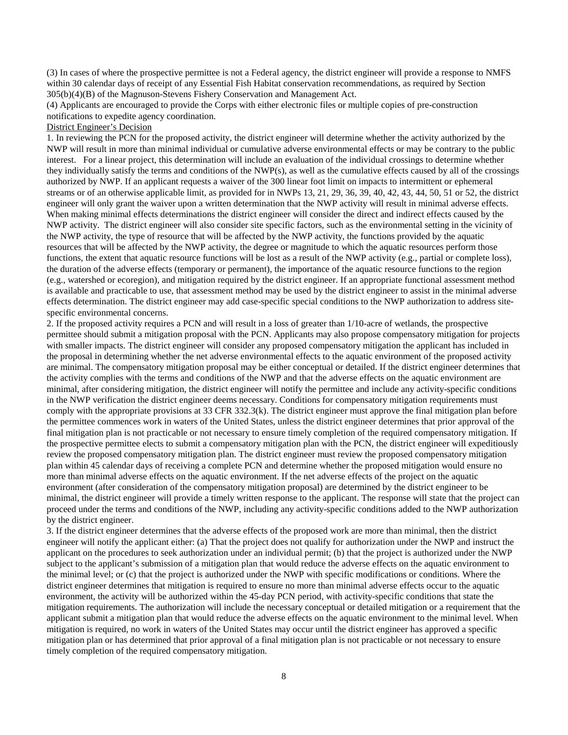(3) In cases of where the prospective permittee is not a Federal agency, the district engineer will provide a response to NMFS within 30 calendar days of receipt of any Essential Fish Habitat conservation recommendations, as required by Section 305(b)(4)(B) of the Magnuson-Stevens Fishery Conservation and Management Act.

(4) Applicants are encouraged to provide the Corps with either electronic files or multiple copies of pre-construction notifications to expedite agency coordination.

District Engineer's Decision

1. In reviewing the PCN for the proposed activity, the district engineer will determine whether the activity authorized by the NWP will result in more than minimal individual or cumulative adverse environmental effects or may be contrary to the public interest. For a linear project, this determination will include an evaluation of the individual crossings to determine whether they individually satisfy the terms and conditions of the NWP(s), as well as the cumulative effects caused by all of the crossings authorized by NWP. If an applicant requests a waiver of the 300 linear foot limit on impacts to intermittent or ephemeral streams or of an otherwise applicable limit, as provided for in NWPs 13, 21, 29, 36, 39, 40, 42, 43, 44, 50, 51 or 52, the district engineer will only grant the waiver upon a written determination that the NWP activity will result in minimal adverse effects. When making minimal effects determinations the district engineer will consider the direct and indirect effects caused by the NWP activity. The district engineer will also consider site specific factors, such as the environmental setting in the vicinity of the NWP activity, the type of resource that will be affected by the NWP activity, the functions provided by the aquatic resources that will be affected by the NWP activity, the degree or magnitude to which the aquatic resources perform those functions, the extent that aquatic resource functions will be lost as a result of the NWP activity (e.g., partial or complete loss), the duration of the adverse effects (temporary or permanent), the importance of the aquatic resource functions to the region (e.g., watershed or ecoregion), and mitigation required by the district engineer. If an appropriate functional assessment method is available and practicable to use, that assessment method may be used by the district engineer to assist in the minimal adverse effects determination. The district engineer may add case-specific special conditions to the NWP authorization to address site-specific environmental concerns.

2. If the proposed activity requires a PCN and will result in a loss of greater than 1/10-acre of wetlands, the prospective permittee should submit a mitigation proposal with the PCN. Applicants may also propose compensatory mitigation for projects with smaller impacts. The district engineer will consider any proposed compensatory mitigation the applicant has included in the proposal in determining whether the net adverse environmental effects to the aquatic environment of the proposed activity are minimal. The compensatory mitigation proposal may be either conceptual or detailed. If the district engineer determines that the activity complies with the terms and conditions of the NWP and that the adverse effects on the aquatic environment are minimal, after considering mitigation, the district engineer will notify the permittee and include any activity-specific conditions in the NWP verification the district engineer deems necessary. Conditions for compensatory mitigation requirements must comply with the appropriate provisions at 33 CFR 332.3(k). The district engineer must approve the final mitigation plan before the permittee commences work in waters of the United States, unless the district engineer determines that prior approval of the final mitigation plan is not practicable or not necessary to ensure timely completion of the required compensatory mitigation. If the prospective permittee elects to submit a compensatory mitigation plan with the PCN, the district engineer will expeditiously review the proposed compensatory mitigation plan. The district engineer must review the proposed compensatory mitigation plan within 45 calendar days of receiving a complete PCN and determine whether the proposed mitigation would ensure no more than minimal adverse effects on the aquatic environment. If the net adverse effects of the project on the aquatic environment (after consideration of the compensatory mitigation proposal) are determined by the district engineer to be minimal, the district engineer will provide a timely written response to the applicant. The response will state that the project can proceed under the terms and conditions of the NWP, including any activity-specific conditions added to the NWP authorization by the district engineer.

3. If the district engineer determines that the adverse effects of the proposed work are more than minimal, then the district engineer will notify the applicant either: (a) That the project does not qualify for authorization under the NWP and instruct the applicant on the procedures to seek authorization under an individual permit; (b) that the project is authorized under the NWP subject to the applicant's submission of a mitigation plan that would reduce the adverse effects on the aquatic environment to the minimal level; or (c) that the project is authorized under the NWP with specific modifications or conditions. Where the district engineer determines that mitigation is required to ensure no more than minimal adverse effects occur to the aquatic environment, the activity will be authorized within the 45-day PCN period, with activity-specific conditions that state the mitigation requirements. The authorization will include the necessary conceptual or detailed mitigation or a requirement that the applicant submit a mitigation plan that would reduce the adverse effects on the aquatic environment to the minimal level. When mitigation is required, no work in waters of the United States may occur until the district engineer has approved a specific mitigation plan or has determined that prior approval of a final mitigation plan is not practicable or not necessary to ensure timely completion of the required compensatory mitigation.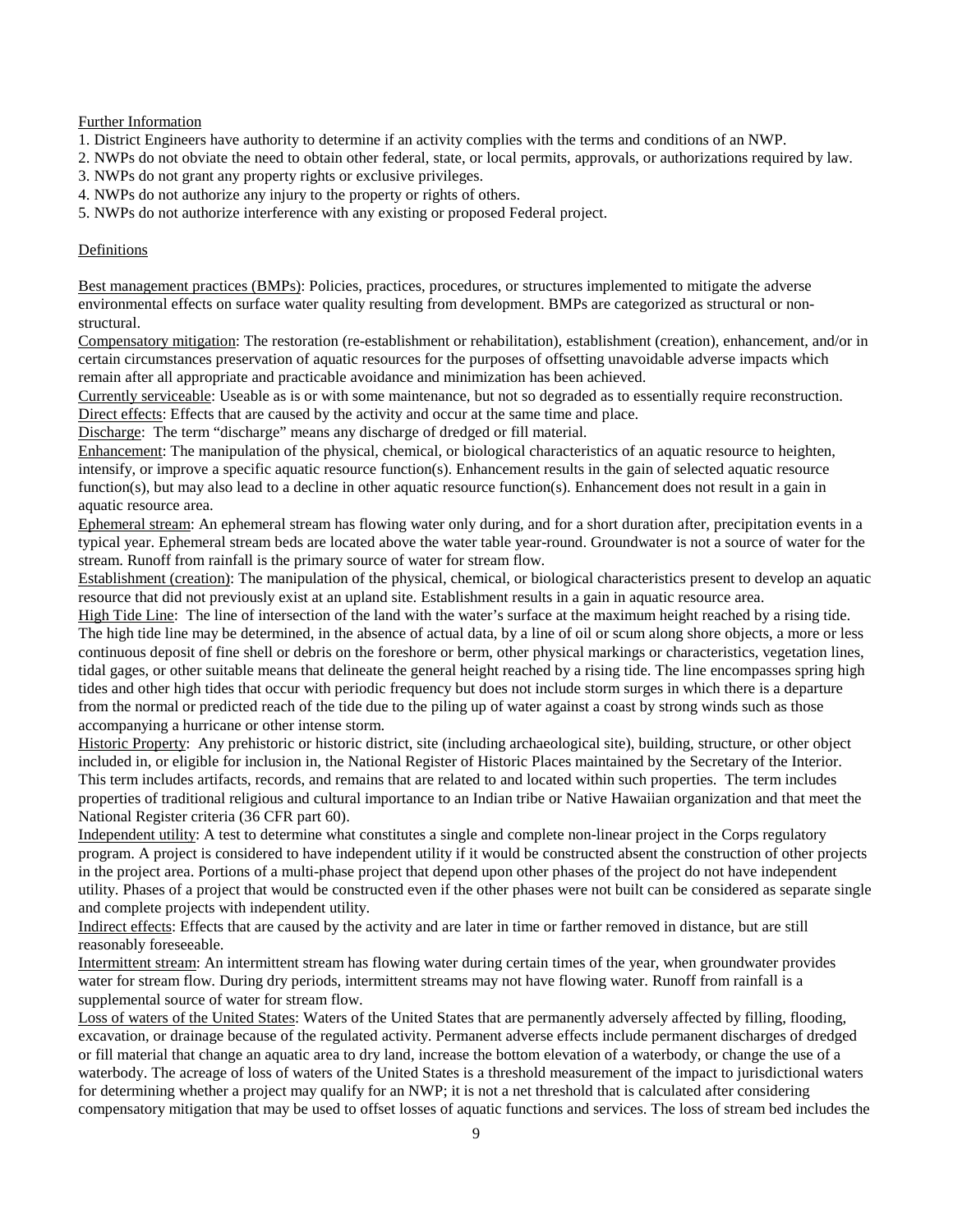Further Information

1. District Engineers have authority to determine if an activity complies with the terms and conditions of an NWP.
2. NWPs do not obviate the need to obtain other federal, state, or local permits, approvals, or authorizations required by law.
3. NWPs do not grant any property rights or exclusive privileges.
4. NWPs do not authorize any injury to the property or rights of others.
5. NWPs do not authorize interference with any existing or proposed Federal project.

Definitions

Best management practices (BMPs): Policies, practices, procedures, or structures implemented to mitigate the adverse environmental effects on surface water quality resulting from development. BMPs are categorized as structural or non-structural.

Compensatory mitigation: The restoration (re-establishment or rehabilitation), establishment (creation), enhancement, and/or in certain circumstances preservation of aquatic resources for the purposes of offsetting unavoidable adverse impacts which remain after all appropriate and practicable avoidance and minimization has been achieved.

Currently serviceable: Useable as is or with some maintenance, but not so degraded as to essentially require reconstruction.

Direct effects: Effects that are caused by the activity and occur at the same time and place.

Discharge: The term "discharge" means any discharge of dredged or fill material.

Enhancement: The manipulation of the physical, chemical, or biological characteristics of an aquatic resource to heighten, intensify, or improve a specific aquatic resource function(s). Enhancement results in the gain of selected aquatic resource function(s), but may also lead to a decline in other aquatic resource function(s). Enhancement does not result in a gain in aquatic resource area.

Ephemeral stream: An ephemeral stream has flowing water only during, and for a short duration after, precipitation events in a typical year. Ephemeral stream beds are located above the water table year-round. Groundwater is not a source of water for the stream. Runoff from rainfall is the primary source of water for stream flow.

Establishment (creation): The manipulation of the physical, chemical, or biological characteristics present to develop an aquatic resource that did not previously exist at an upland site. Establishment results in a gain in aquatic resource area.

High Tide Line: The line of intersection of the land with the water's surface at the maximum height reached by a rising tide. The high tide line may be determined, in the absence of actual data, by a line of oil or scum along shore objects, a more or less continuous deposit of fine shell or debris on the foreshore or berm, other physical markings or characteristics, vegetation lines, tidal gages, or other suitable means that delineate the general height reached by a rising tide. The line encompasses spring high tides and other high tides that occur with periodic frequency but does not include storm surges in which there is a departure from the normal or predicted reach of the tide due to the piling up of water against a coast by strong winds such as those accompanying a hurricane or other intense storm.

Historic Property: Any prehistoric or historic district, site (including archaeological site), building, structure, or other object included in, or eligible for inclusion in, the National Register of Historic Places maintained by the Secretary of the Interior. This term includes artifacts, records, and remains that are related to and located within such properties. The term includes properties of traditional religious and cultural importance to an Indian tribe or Native Hawaiian organization and that meet the National Register criteria (36 CFR part 60).

Independent utility: A test to determine what constitutes a single and complete non-linear project in the Corps regulatory program. A project is considered to have independent utility if it would be constructed absent the construction of other projects in the project area. Portions of a multi-phase project that depend upon other phases of the project do not have independent utility. Phases of a project that would be constructed even if the other phases were not built can be considered as separate single and complete projects with independent utility.

Indirect effects: Effects that are caused by the activity and are later in time or farther removed in distance, but are still reasonably foreseeable.

Intermittent stream: An intermittent stream has flowing water during certain times of the year, when groundwater provides water for stream flow. During dry periods, intermittent streams may not have flowing water. Runoff from rainfall is a supplemental source of water for stream flow.

Loss of waters of the United States: Waters of the United States that are permanently adversely affected by filling, flooding, excavation, or drainage because of the regulated activity. Permanent adverse effects include permanent discharges of dredged or fill material that change an aquatic area to dry land, increase the bottom elevation of a waterbody, or change the use of a waterbody. The acreage of loss of waters of the United States is a threshold measurement of the impact to jurisdictional waters for determining whether a project may qualify for an NWP; it is not a net threshold that is calculated after considering compensatory mitigation that may be used to offset losses of aquatic functions and services. The loss of stream bed includes the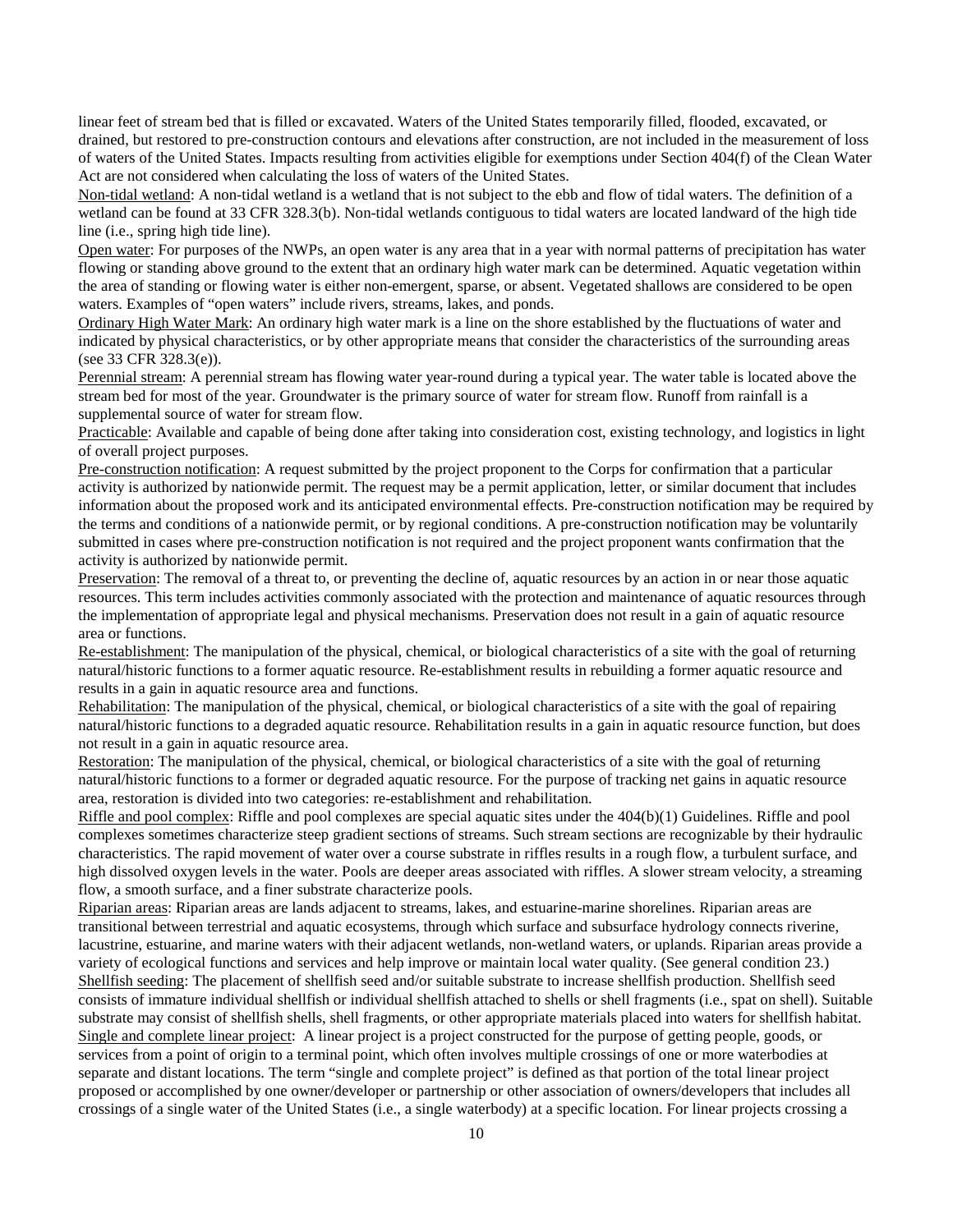linear feet of stream bed that is filled or excavated. Waters of the United States temporarily filled, flooded, excavated, or drained, but restored to pre-construction contours and elevations after construction, are not included in the measurement of loss of waters of the United States. Impacts resulting from activities eligible for exemptions under Section 404(f) of the Clean Water Act are not considered when calculating the loss of waters of the United States.

Non-tidal wetland: A non-tidal wetland is a wetland that is not subject to the ebb and flow of tidal waters. The definition of a wetland can be found at 33 CFR 328.3(b). Non-tidal wetlands contiguous to tidal waters are located landward of the high tide line (i.e., spring high tide line).

Open water: For purposes of the NWPs, an open water is any area that in a year with normal patterns of precipitation has water flowing or standing above ground to the extent that an ordinary high water mark can be determined. Aquatic vegetation within the area of standing or flowing water is either non-emergent, sparse, or absent. Vegetated shallows are considered to be open waters. Examples of "open waters" include rivers, streams, lakes, and ponds.

Ordinary High Water Mark: An ordinary high water mark is a line on the shore established by the fluctuations of water and indicated by physical characteristics, or by other appropriate means that consider the characteristics of the surrounding areas (see 33 CFR 328.3(e)).

Perennial stream: A perennial stream has flowing water year-round during a typical year. The water table is located above the stream bed for most of the year. Groundwater is the primary source of water for stream flow. Runoff from rainfall is a supplemental source of water for stream flow.

Practicable: Available and capable of being done after taking into consideration cost, existing technology, and logistics in light of overall project purposes.

Pre-construction notification: A request submitted by the project proponent to the Corps for confirmation that a particular activity is authorized by nationwide permit. The request may be a permit application, letter, or similar document that includes information about the proposed work and its anticipated environmental effects. Pre-construction notification may be required by the terms and conditions of a nationwide permit, or by regional conditions. A pre-construction notification may be voluntarily submitted in cases where pre-construction notification is not required and the project proponent wants confirmation that the activity is authorized by nationwide permit.

Preservation: The removal of a threat to, or preventing the decline of, aquatic resources by an action in or near those aquatic resources. This term includes activities commonly associated with the protection and maintenance of aquatic resources through the implementation of appropriate legal and physical mechanisms. Preservation does not result in a gain of aquatic resource area or functions.

Re-establishment: The manipulation of the physical, chemical, or biological characteristics of a site with the goal of returning natural/historic functions to a former aquatic resource. Re-establishment results in rebuilding a former aquatic resource and results in a gain in aquatic resource area and functions.

Rehabilitation: The manipulation of the physical, chemical, or biological characteristics of a site with the goal of repairing natural/historic functions to a degraded aquatic resource. Rehabilitation results in a gain in aquatic resource function, but does not result in a gain in aquatic resource area.

Restoration: The manipulation of the physical, chemical, or biological characteristics of a site with the goal of returning natural/historic functions to a former or degraded aquatic resource. For the purpose of tracking net gains in aquatic resource area, restoration is divided into two categories: re-establishment and rehabilitation.

Riffle and pool complex: Riffle and pool complexes are special aquatic sites under the 404(b)(1) Guidelines. Riffle and pool complexes sometimes characterize steep gradient sections of streams. Such stream sections are recognizable by their hydraulic characteristics. The rapid movement of water over a course substrate in riffles results in a rough flow, a turbulent surface, and high dissolved oxygen levels in the water. Pools are deeper areas associated with riffles. A slower stream velocity, a streaming flow, a smooth surface, and a finer substrate characterize pools.

Riparian areas: Riparian areas are lands adjacent to streams, lakes, and estuarine-marine shorelines. Riparian areas are transitional between terrestrial and aquatic ecosystems, through which surface and subsurface hydrology connects riverine, lacustrine, estuarine, and marine waters with their adjacent wetlands, non-wetland waters, or uplands. Riparian areas provide a variety of ecological functions and services and help improve or maintain local water quality. (See general condition 23.)

Shellfish seeding: The placement of shellfish seed and/or suitable substrate to increase shellfish production. Shellfish seed consists of immature individual shellfish or individual shellfish attached to shells or shell fragments (i.e., spat on shell). Suitable substrate may consist of shellfish shells, shell fragments, or other appropriate materials placed into waters for shellfish habitat.

Single and complete linear project: A linear project is a project constructed for the purpose of getting people, goods, or services from a point of origin to a terminal point, which often involves multiple crossings of one or more waterbodies at separate and distant locations. The term "single and complete project" is defined as that portion of the total linear project proposed or accomplished by one owner/developer or partnership or other association of owners/developers that includes all crossings of a single water of the United States (i.e., a single waterbody) at a specific location. For linear projects crossing a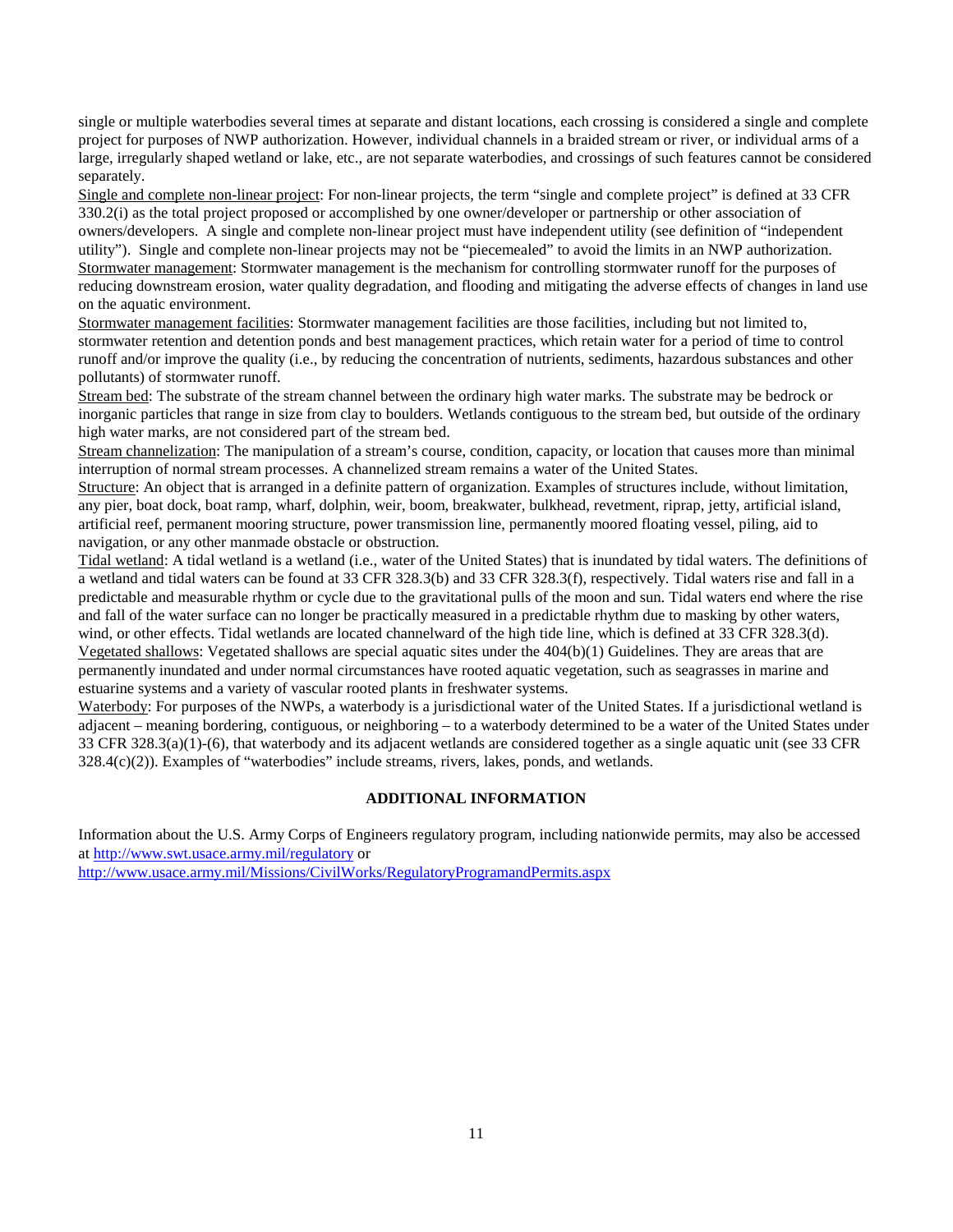single or multiple waterbodies several times at separate and distant locations, each crossing is considered a single and complete project for purposes of NWP authorization. However, individual channels in a braided stream or river, or individual arms of a large, irregularly shaped wetland or lake, etc., are not separate waterbodies, and crossings of such features cannot be considered separately.

Single and complete non-linear project: For non-linear projects, the term "single and complete project" is defined at 33 CFR 330.2(i) as the total project proposed or accomplished by one owner/developer or partnership or other association of owners/developers. A single and complete non-linear project must have independent utility (see definition of "independent utility"). Single and complete non-linear projects may not be "piecemealed" to avoid the limits in an NWP authorization.

Stormwater management: Stormwater management is the mechanism for controlling stormwater runoff for the purposes of reducing downstream erosion, water quality degradation, and flooding and mitigating the adverse effects of changes in land use on the aquatic environment.

Stormwater management facilities: Stormwater management facilities are those facilities, including but not limited to, stormwater retention and detention ponds and best management practices, which retain water for a period of time to control runoff and/or improve the quality (i.e., by reducing the concentration of nutrients, sediments, hazardous substances and other pollutants) of stormwater runoff.

Stream bed: The substrate of the stream channel between the ordinary high water marks. The substrate may be bedrock or inorganic particles that range in size from clay to boulders. Wetlands contiguous to the stream bed, but outside of the ordinary high water marks, are not considered part of the stream bed.

Stream channelization: The manipulation of a stream's course, condition, capacity, or location that causes more than minimal interruption of normal stream processes. A channelized stream remains a water of the United States.

Structure: An object that is arranged in a definite pattern of organization. Examples of structures include, without limitation, any pier, boat dock, boat ramp, wharf, dolphin, weir, boom, breakwater, bulkhead, revetment, riprap, jetty, artificial island, artificial reef, permanent mooring structure, power transmission line, permanently moored floating vessel, piling, aid to navigation, or any other manmade obstacle or obstruction.

Tidal wetland: A tidal wetland is a wetland (i.e., water of the United States) that is inundated by tidal waters. The definitions of a wetland and tidal waters can be found at 33 CFR 328.3(b) and 33 CFR 328.3(f), respectively. Tidal waters rise and fall in a predictable and measurable rhythm or cycle due to the gravitational pulls of the moon and sun. Tidal waters end where the rise and fall of the water surface can no longer be practically measured in a predictable rhythm due to masking by other waters, wind, or other effects. Tidal wetlands are located channelward of the high tide line, which is defined at 33 CFR 328.3(d).

Vegetated shallows: Vegetated shallows are special aquatic sites under the 404(b)(1) Guidelines. They are areas that are permanently inundated and under normal circumstances have rooted aquatic vegetation, such as seagrasses in marine and estuarine systems and a variety of vascular rooted plants in freshwater systems.

Waterbody: For purposes of the NWPs, a waterbody is a jurisdictional water of the United States. If a jurisdictional wetland is adjacent – meaning bordering, contiguous, or neighboring – to a waterbody determined to be a water of the United States under 33 CFR 328.3(a)(1)-(6), that waterbody and its adjacent wetlands are considered together as a single aquatic unit (see 33 CFR 328.4(c)(2)). Examples of "waterbodies" include streams, rivers, lakes, ponds, and wetlands.

## ADDITIONAL INFORMATION

Information about the U.S. Army Corps of Engineers regulatory program, including nationwide permits, may also be accessed at http://www.swt.usace.army.mil/regulatory or http://www.usace.army.mil/Missions/CivilWorks/RegulatoryProgramandPermits.aspx